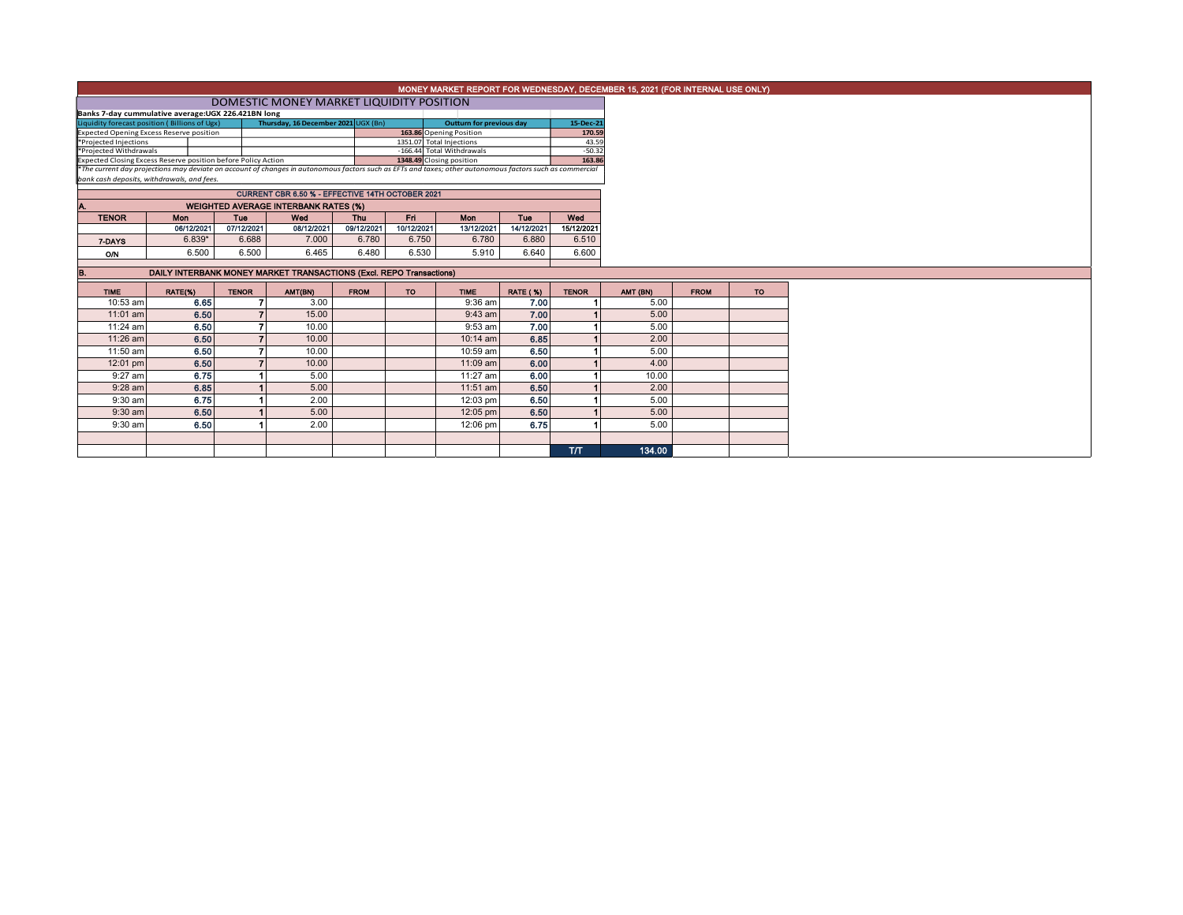# MONEY MARKET REPORT FOR WEDNESDAY, DECEMBER 15, 2021 (FOR INTERNAL USE ONLY)

## DOMESTIC MONEY MARKET LIQUIDITY POSITION

**Banks 7-day cummulative average:UGX 226.421BN long**

| Liquidity forecast position ( Billions of Ugx) | Thursday, 16 December 2021 UGX (Bn) | | Outturn for previous day | 15-Dec-21 |
|---|---|---|---|---|
| Expected Opening Excess Reserve position | | 163.86 | Opening Position | 170.59 |
| *Projected Injections | | 1351.07 | Total Injections | 43.59 |
| *Projected Withdrawals | | -166.44 | Total Withdrawals | -50.32 |
| Expected Closing Excess Reserve position before Policy Action | | 1348.49 | Closing position | 163.86 |

*\*The current day projections may deviate on account of changes in autonomous factors such as EFTs and taxes; other autonomous factors such as commercial bank cash deposits, withdrawals, and fees.*

**CURRENT CBR 6.50 % - EFFECTIVE 14TH OCTOBER 2021**

### A. WEIGHTED AVERAGE INTERBANK RATES (%)

| TENOR | Mon | Tue | Wed | Thu | Fri | Mon | Tue | Wed |
|---|---|---|---|---|---|---|---|---|
| | 06/12/2021 | 07/12/2021 | 08/12/2021 | 09/12/2021 | 10/12/2021 | 13/12/2021 | 14/12/2021 | 15/12/2021 |
| 7-DAYS | 6.839* | 6.688 | 7.000 | 6.780 | 6.750 | 6.780 | 6.880 | 6.510 |
| O/N | 6.500 | 6.500 | 6.465 | 6.480 | 6.530 | 5.910 | 6.640 | 6.600 |

### B. DAILY INTERBANK MONEY MARKET TRANSACTIONS (Excl. REPO Transactions)

| TIME | RATE(%) | TENOR | AMT(BN) | FROM | TO | TIME | RATE (%) | TENOR | AMT (BN) | FROM | TO |
|---|---|---|---|---|---|---|---|---|---|---|---|
| 10:53 am | 6.65 | 7 | 3.00 | | | 9:36 am | 7.00 | 1 | 5.00 | | |
| 11:01 am | 6.50 | 7 | 15.00 | | | 9:43 am | 7.00 | 1 | 5.00 | | |
| 11:24 am | 6.50 | 7 | 10.00 | | | 9:53 am | 7.00 | 1 | 5.00 | | |
| 11:26 am | 6.50 | 7 | 10.00 | | | 10:14 am | 6.85 | 1 | 2.00 | | |
| 11:50 am | 6.50 | 7 | 10.00 | | | 10:59 am | 6.50 | 1 | 5.00 | | |
| 12:01 pm | 6.50 | 7 | 10.00 | | | 11:09 am | 6.00 | 1 | 4.00 | | |
| 9:27 am | 6.75 | 1 | 5.00 | | | 11:27 am | 6.00 | 1 | 10.00 | | |
| 9:28 am | 6.85 | 1 | 5.00 | | | 11:51 am | 6.50 | 1 | 2.00 | | |
| 9:30 am | 6.75 | 1 | 2.00 | | | 12:03 pm | 6.50 | 1 | 5.00 | | |
| 9:30 am | 6.50 | 1 | 5.00 | | | 12:05 pm | 6.50 | 1 | 5.00 | | |
| 9:30 am | 6.50 | 1 | 2.00 | | | 12:06 pm | 6.75 | 1 | 5.00 | | |
| | | | | | | | | T/T | 134.00 | | |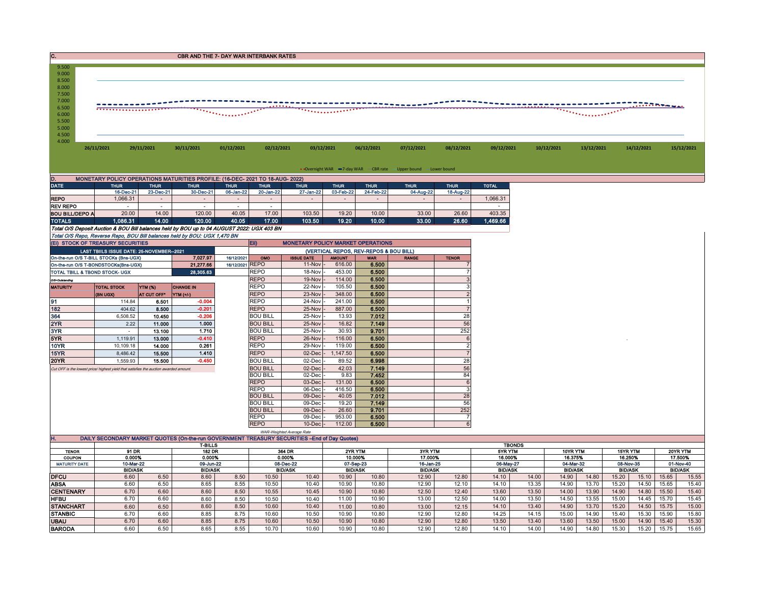## C. CBR AND THE 7- DAY WAR INTERBANK RATES

9.500
9.000
8.500
8.000
7.500
7.000
6.500
6.000
5.500
5.000
4.500
4.000

26/11/2021 29/11/2021 30/11/2021 01/12/2021 02/12/2021 03/12/2021 06/12/2021 07/12/2021 08/12/2021 09/12/2021 10/12/2021 13/12/2021 14/12/2021 15/12/2021

Overnight WAR — 7-day WAR — CBR rate — Upper bound — Lower bound

## D. MONETARY POLICY OPERATIONS MATURITIES PROFILE: (16-DEC- 2021 TO 18-AUG- 2022)

| DATE | THUR | THUR | THUR | THUR | THUR | THUR | THUR | THUR | THUR | THUR | TOTAL |
|---|---|---|---|---|---|---|---|---|---|---|---|
| | 16-Dec-21 | 23-Dec-21 | 30-Dec-21 | 06-Jan-22 | 20-Jan-22 | 27-Jan-22 | 03-Feb-22 | 24-Feb-22 | 04-Aug-22 | 18-Aug-22 | |
| REPO | 1,066.31 | - | - | - | - | - | - | - | - | - | 1,066.31 |
| REV REPO | - | - | - | - | - | - | - | - | - | - | - |
| BOU BILL/DEPO A | 20.00 | 14.00 | 120.00 | 40.05 | 17.00 | 103.50 | 19.20 | 10.00 | 33.00 | 26.60 | 403.35 |
| TOTALS | 1,086.31 | 14.00 | 120.00 | 40.05 | 17.00 | 103.50 | 19.20 | 10.00 | 33.00 | 26.60 | 1,469.66 |

*Total O/S Deposit Auction & BOU Bill balances held by BOU up to 04 AUGUST 2022: UGX 403 BN*

*Total O/S Repo, Reverse Repo, BOU Bill balances held by BOU: UGX 1,470 BN*

## (EI) STOCK OF TREASURY SECURITIES

| LAST TBIILS ISSUE DATE: 25-NOVEMBER--2021 | | |
|---|---|---|
| On-the-run O/S T-BILL STOCKs (Bns-UGX) | 7,027.97 | 16/12/2021 |
| On-the-run O/S T-BONDSTOCKs(Bns-UGX) | 21,277.66 | 16/12/2021 |
| TOTAL TBILL & TBOND STOCK- UGX | 28,305.63 | |

*O/S=Outstanding*

| MATURITY | TOTAL STOCK (BN UGX) | YTM (%) AT CUT OFF* | CHANGE IN YTM (+/-) |
|---|---|---|---|
| 91 | 114.84 | 6.501 | -0.004 |
| 182 | 404.62 | 8.500 | -0.201 |
| 364 | 6,508.52 | 10.450 | -0.206 |
| 2YR | 2.22 | 11.000 | 1.000 |
| 3YR | - | 13.100 | 1.710 |
| 5YR | 1,119.91 | 13.000 | -0.410 |
| 10YR | 10,109.18 | 14.000 | 0.261 |
| 15YR | 8,486.42 | 15.500 | 1.410 |
| 20YR | 1,559.93 | 15.500 | -0.450 |

*Cut OFF is the lowest price/ highest yield that satisfies the auction awarded amount.*

## Eii) MONETARY POLICY MARKET OPERATIONS

(VERTICAL REPOS, REV-REPOS & BOU BILL)

| OMO | ISSUE DATE | AMOUNT | WAR | RANGE | TENOR |
|---|---|---|---|---|---|
| REPO | 11-Nov - | 616.00 | 6.500 | | 7 |
| REPO | 18-Nov - | 453.00 | 6.500 | | 7 |
| REPO | 19-Nov - | 114.00 | 6.500 | | 3 |
| REPO | 22-Nov - | 105.50 | 6.500 | | 3 |
| REPO | 23-Nov - | 348.00 | 6.500 | | 2 |
| REPO | 24-Nov - | 241.00 | 6.500 | | 1 |
| REPO | 25-Nov - | 887.00 | 6.500 | | 7 |
| BOU BILL | 25-Nov - | 13.93 | 7.012 | | 28 |
| BOU BILL | 25-Nov - | 16.82 | 7.149 | | 56 |
| BOU BILL | 25-Nov - | 30.93 | 9.701 | | 252 |
| REPO | 26-Nov - | 116.00 | 6.500 | | 6 |
| REPO | 29-Nov - | 119.00 | 6.500 | | 2 |
| REPO | 02-Dec - | 1,147.50 | 6.500 | | 7 |
| BOU BILL | 02-Dec - | 89.52 | 6.998 | | 28 |
| BOU BILL | 02-Dec - | 42.03 | 7.149 | | 56 |
| BOU BILL | 02-Dec - | 9.83 | 7.452 | | 84 |
| REPO | 03-Dec - | 131.00 | 6.500 | | 6 |
| REPO | 06-Dec - | 416.50 | 6.500 | | 3 |
| BOU BILL | 09-Dec - | 40.05 | 7.012 | | 28 |
| BOU BILL | 09-Dec - | 19.20 | 7.149 | | 56 |
| BOU BILL | 09-Dec - | 26.60 | 9.701 | | 252 |
| REPO | 09-Dec - | 953.00 | 6.500 | | 7 |
| REPO | 10-Dec - | 112.00 | 6.500 | | 6 |

*WAR-Weighted Average Rate*

## H. DAILY SECONDARY MARKET QUOTES (On-the-run GOVERNMENT TREASURY SECURITIES –End of Day Quotes)

| | T-BILLS | | | | | | TBONDS | | | | | | | | | | | | | |
|---|---|---|---|---|---|---|---|---|---|---|---|---|---|---|---|---|---|---|---|---|
| TENOR | 91 DR | | 182 DR | | 364 DR | | 2YR YTM | | 3YR YTM | | 5YR YTM | | 10YR YTM | | 15YR YTM | | 20YR YTM | |
| COUPON | 0.000% | | 0.000% | | 0.000% | | 10.000% | | 17.000% | | 16.000% | | 16.375% | | 16.250% | | 17.500% | |
| MATURITY DATE | 10-Mar-22 | | 09-Jun-22 | | 08-Dec-22 | | 07-Sep-23 | | 16-Jan-25 | | 06-May-27 | | 04-Mar-32 | | 08-Nov-35 | | 01-Nov-40 | |
| | BID/ASK | | BID/ASK | | BID/ASK | | BID/ASK | | BID/ASK | | BID/ASK | | BID/ASK | | BID/ASK | | BID/ASK | |
| DFCU | 6.60 | 6.50 | 8.60 | 8.50 | 10.50 | 10.40 | 10.90 | 10.80 | 12.90 | 12.80 | 14.10 | 14.00 | 14.90 | 14.80 | 15.20 | 15.10 | 15.65 | 15.55 |
| ABSA | 6.60 | 6.50 | 8.65 | 8.55 | 10.50 | 10.40 | 10.90 | 10.80 | 12.90 | 12.10 | 14.10 | 13.35 | 14.90 | 13.70 | 15.20 | 14.50 | 15.65 | 15.40 |
| CENTENARY | 6.70 | 6.60 | 8.60 | 8.50 | 10.55 | 10.45 | 10.90 | 10.80 | 12.50 | 12.40 | 13.60 | 13.50 | 14.00 | 13.90 | 14.90 | 14.80 | 15.50 | 15.40 |
| HFBU | 6.70 | 6.60 | 8.60 | 8.50 | 10.50 | 10.40 | 11.00 | 10.90 | 13.00 | 12.50 | 14.00 | 13.50 | 14.50 | 13.55 | 15.00 | 14.45 | 15.70 | 15.45 |
| STANCHART | 6.60 | 6.50 | 8.60 | 8.50 | 10.60 | 10.40 | 11.00 | 10.80 | 13.00 | 12.15 | 14.10 | 13.40 | 14.90 | 13.70 | 15.20 | 14.50 | 15.75 | 15.00 |
| STANBIC | 6.70 | 6.60 | 8.85 | 8.75 | 10.60 | 10.50 | 10.90 | 10.80 | 12.90 | 12.80 | 14.25 | 14.15 | 15.00 | 14.90 | 15.40 | 15.30 | 15.90 | 15.80 |
| UBAU | 6.70 | 6.60 | 8.85 | 8.75 | 10.60 | 10.50 | 10.90 | 10.80 | 12.90 | 12.80 | 13.50 | 13.40 | 13.60 | 13.50 | 15.00 | 14.90 | 15.40 | 15.30 |
| BARODA | 6.60 | 6.50 | 8.65 | 8.55 | 10.70 | 10.60 | 10.90 | 10.80 | 12.90 | 12.80 | 14.10 | 14.00 | 14.90 | 14.80 | 15.30 | 15.20 | 15.75 | 15.65 |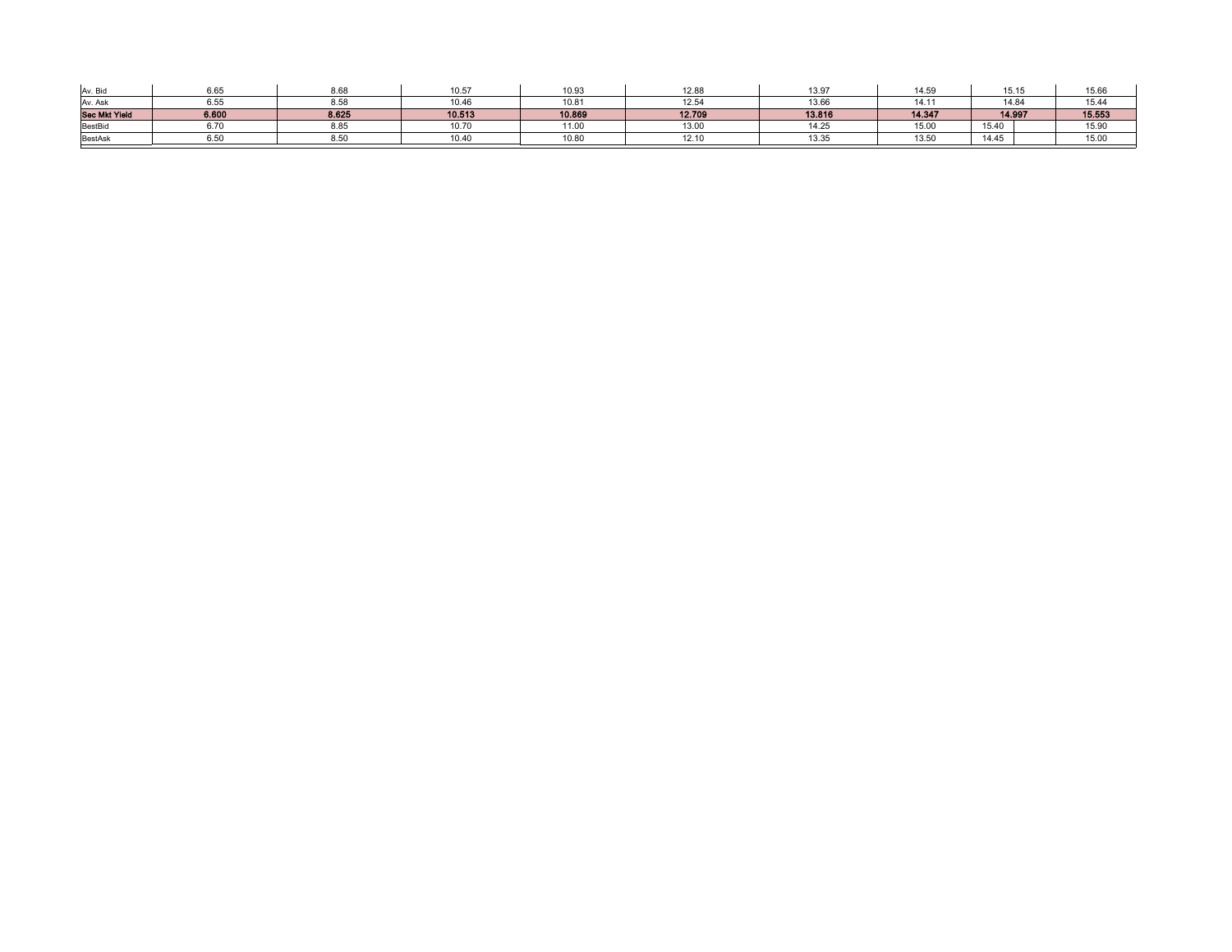| | | | | | | | | | |
|---|---|---|---|---|---|---|---|---|---|
| Av. Bid | 6.65 | 8.68 | 10.57 | 10.93 | 12.88 | 13.97 | 14.59 | 15.15 | 15.66 |
| Av. Ask | 6.55 | 8.58 | 10.46 | 10.81 | 12.54 | 13.66 | 14.11 | 14.84 | 15.44 |
| **Sec Mkt Yield** | **6.600** | **8.625** | **10.513** | **10.869** | **12.709** | **13.816** | **14.347** | **14.997** | **15.553** |
| BestBid | 6.70 | 8.85 | 10.70 | 11.00 | 13.00 | 14.25 | 15.00 | 15.40 | 15.90 |
| BestAsk | 6.50 | 8.50 | 10.40 | 10.80 | 12.10 | 13.35 | 13.50 | 14.45 | 15.00 |